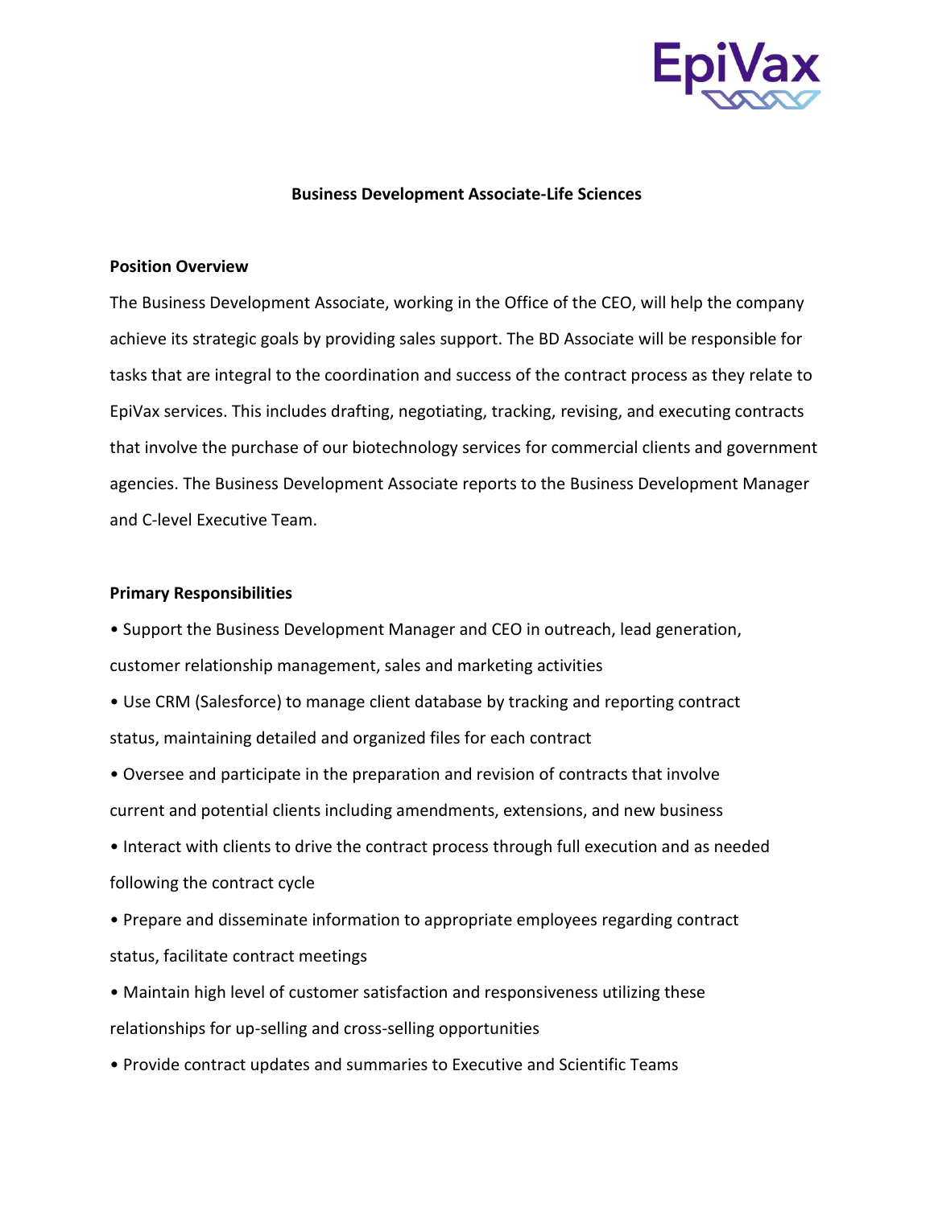EpiVax

## Business Development Associate-Life Sciences

### Position Overview

The Business Development Associate, working in the Office of the CEO, will help the company achieve its strategic goals by providing sales support. The BD Associate will be responsible for tasks that are integral to the coordination and success of the contract process as they relate to EpiVax services. This includes drafting, negotiating, tracking, revising, and executing contracts that involve the purchase of our biotechnology services for commercial clients and government agencies. The Business Development Associate reports to the Business Development Manager and C-level Executive Team.

### Primary Responsibilities

- Support the Business Development Manager and CEO in outreach, lead generation, customer relationship management, sales and marketing activities
- Use CRM (Salesforce) to manage client database by tracking and reporting contract status, maintaining detailed and organized files for each contract
- Oversee and participate in the preparation and revision of contracts that involve current and potential clients including amendments, extensions, and new business
- Interact with clients to drive the contract process through full execution and as needed following the contract cycle
- Prepare and disseminate information to appropriate employees regarding contract status, facilitate contract meetings
- Maintain high level of customer satisfaction and responsiveness utilizing these relationships for up-selling and cross-selling opportunities
- Provide contract updates and summaries to Executive and Scientific Teams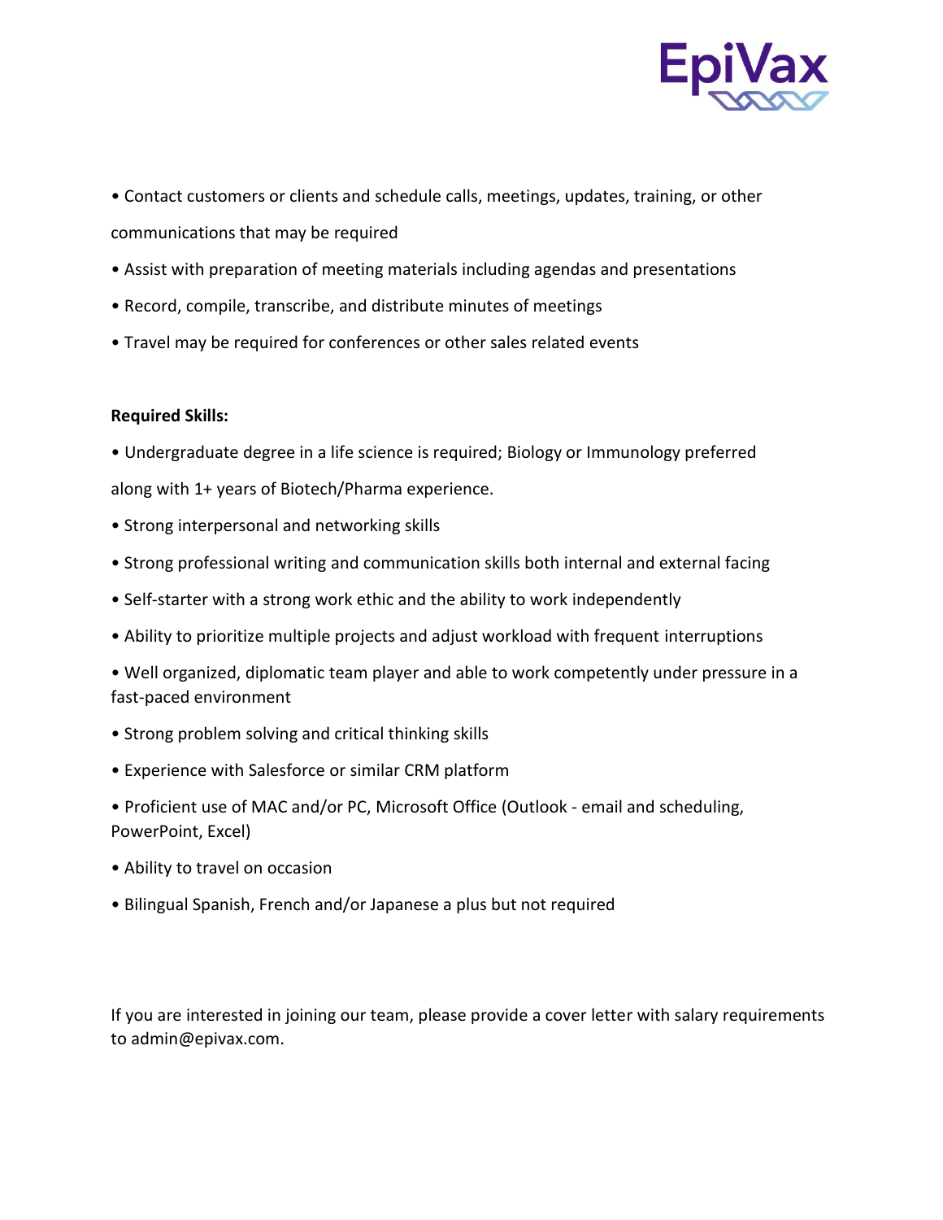- Contact customers or clients and schedule calls, meetings, updates, training, or other communications that may be required
- Assist with preparation of meeting materials including agendas and presentations
- Record, compile, transcribe, and distribute minutes of meetings
- Travel may be required for conferences or other sales related events

**Required Skills:**

- Undergraduate degree in a life science is required; Biology or Immunology preferred along with 1+ years of Biotech/Pharma experience.
- Strong interpersonal and networking skills
- Strong professional writing and communication skills both internal and external facing
- Self-starter with a strong work ethic and the ability to work independently
- Ability to prioritize multiple projects and adjust workload with frequent interruptions
- Well organized, diplomatic team player and able to work competently under pressure in a fast-paced environment
- Strong problem solving and critical thinking skills
- Experience with Salesforce or similar CRM platform
- Proficient use of MAC and/or PC, Microsoft Office (Outlook - email and scheduling, PowerPoint, Excel)
- Ability to travel on occasion
- Bilingual Spanish, French and/or Japanese a plus but not required

If you are interested in joining our team, please provide a cover letter with salary requirements to admin@epivax.com.